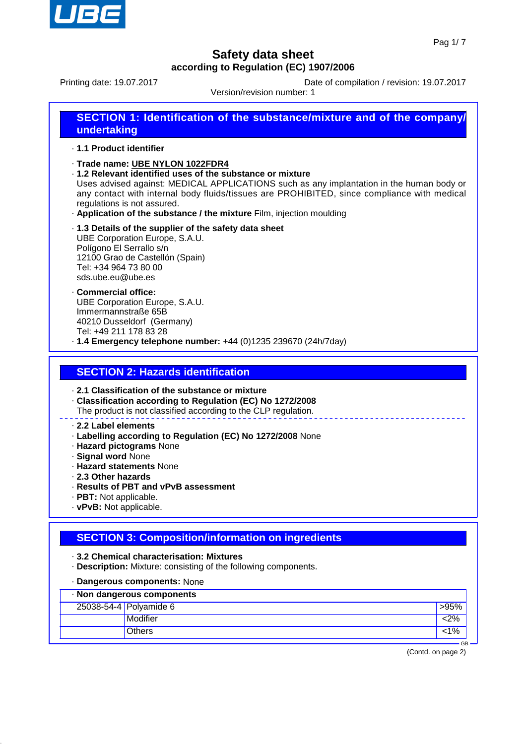# Safety data sheet

**according to Regulation (EC) 1907/2006**

Printing date: 19.07.2017 Date of compilation / revision: 19.07.2017

Version/revision number: 1

## SECTION 1: Identification of the substance/mixture and of the company/undertaking

· **1.1 Product identifier**

· **Trade name: UBE NYLON 1022FDR4**

· **1.2 Relevant identified uses of the substance or mixture**
Uses advised against: MEDICAL APPLICATIONS such as any implantation in the human body or any contact with internal body fluids/tissues are PROHIBITED, since compliance with medical regulations is not assured.

· **Application of the substance / the mixture** Film, injection moulding

· **1.3 Details of the supplier of the safety data sheet**
UBE Corporation Europe, S.A.U.
Polígono El Serrallo s/n
12100 Grao de Castellón (Spain)
Tel: +34 964 73 80 00
sds.ube.eu@ube.es

· **Commercial office:**
UBE Corporation Europe, S.A.U.
Immermannstraße 65B
40210 Dusseldorf (Germany)
Tel: +49 211 178 83 28

· **1.4 Emergency telephone number:** +44 (0)1235 239670 (24h/7day)

## SECTION 2: Hazards identification

· **2.1 Classification of the substance or mixture**

· **Classification according to Regulation (EC) No 1272/2008**
The product is not classified according to the CLP regulation.

· **2.2 Label elements**

· **Labelling according to Regulation (EC) No 1272/2008** None

· **Hazard pictograms** None

· **Signal word** None

· **Hazard statements** None

· **2.3 Other hazards**

· **Results of PBT and vPvB assessment**

· **PBT:** Not applicable.

· **vPvB:** Not applicable.

## SECTION 3: Composition/information on ingredients

· **3.2 Chemical characterisation: Mixtures**

· **Description:** Mixture: consisting of the following components.

· **Dangerous components:** None

| · **Non dangerous components** | | |
|---|---|---|
| 25038-54-4 | Polyamide 6 | >95% |
| | Modifier | <2% |
| | Others | <1% |

(Contd. on page 2)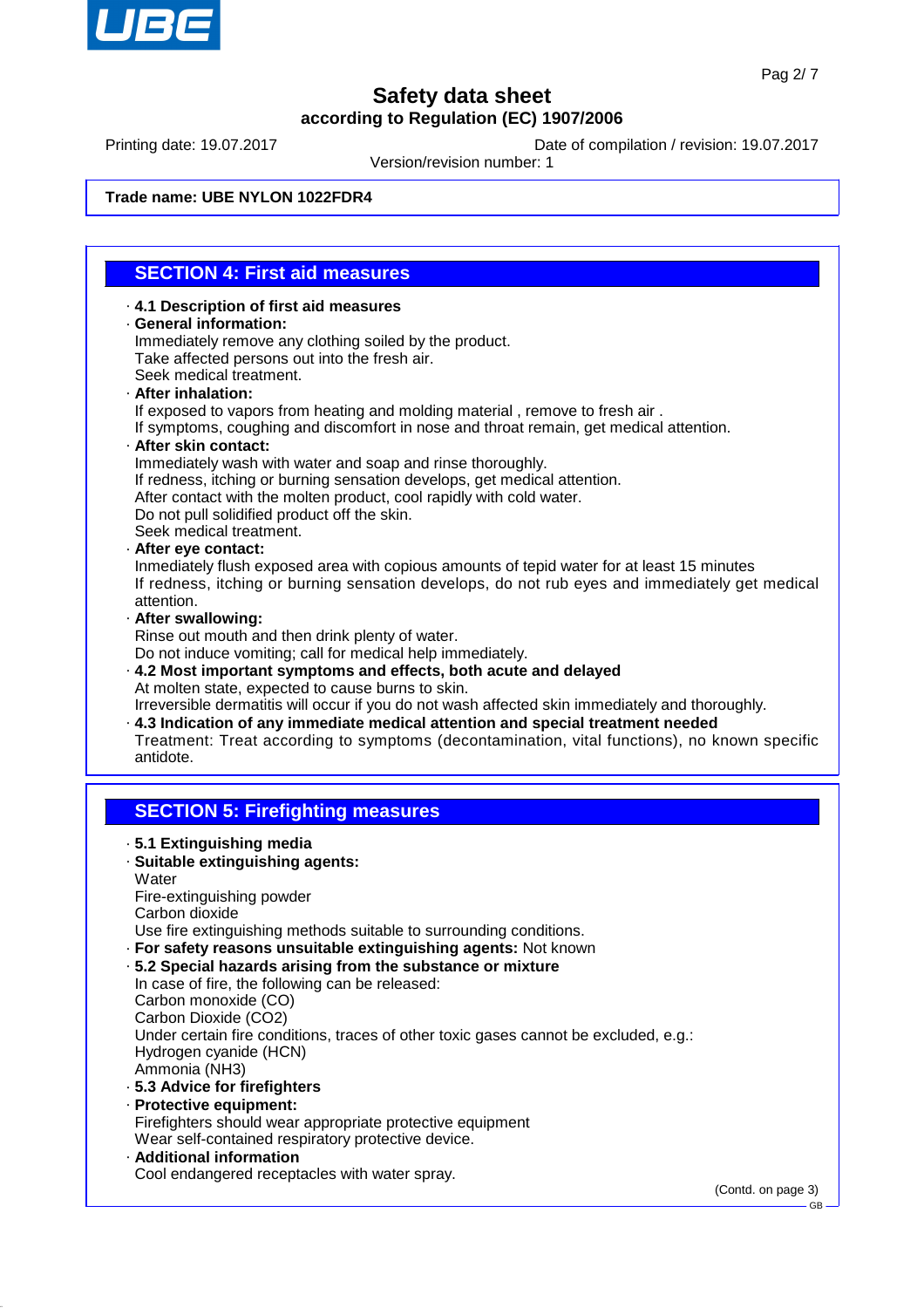Trade name: **UBE NYLON 1022FDR4**

## SECTION 4: First aid measures

· **4.1 Description of first aid measures**

· **General information:**
Immediately remove any clothing soiled by the product.
Take affected persons out into the fresh air.
Seek medical treatment.

· **After inhalation:**
If exposed to vapors from heating and molding material , remove to fresh air .
If symptoms, coughing and discomfort in nose and throat remain, get medical attention.

· **After skin contact:**
Immediately wash with water and soap and rinse thoroughly.
If redness, itching or burning sensation develops, get medical attention.
After contact with the molten product, cool rapidly with cold water.
Do not pull solidified product off the skin.
Seek medical treatment.

· **After eye contact:**
Inmediately flush exposed area with copious amounts of tepid water for at least 15 minutes
If redness, itching or burning sensation develops, do not rub eyes and immediately get medical attention.

· **After swallowing:**
Rinse out mouth and then drink plenty of water.
Do not induce vomiting; call for medical help immediately.

· **4.2 Most important symptoms and effects, both acute and delayed**
At molten state, expected to cause burns to skin.
Irreversible dermatitis will occur if you do not wash affected skin immediately and thoroughly.

· **4.3 Indication of any immediate medical attention and special treatment needed**
Treatment: Treat according to symptoms (decontamination, vital functions), no known specific antidote.

## SECTION 5: Firefighting measures

· **5.1 Extinguishing media**

· **Suitable extinguishing agents:**
Water
Fire-extinguishing powder
Carbon dioxide
Use fire extinguishing methods suitable to surrounding conditions.

· **For safety reasons unsuitable extinguishing agents:** Not known

· **5.2 Special hazards arising from the substance or mixture**
In case of fire, the following can be released:
Carbon monoxide (CO)
Carbon Dioxide ($CO_2$)
Under certain fire conditions, traces of other toxic gases cannot be excluded, e.g.:
Hydrogen cyanide (HCN)
Ammonia ($NH_3$)

· **5.3 Advice for firefighters**

· **Protective equipment:**
Firefighters should wear appropriate protective equipment
Wear self-contained respiratory protective device.

· **Additional information**
Cool endangered receptacles with water spray.

(Contd. on page 3)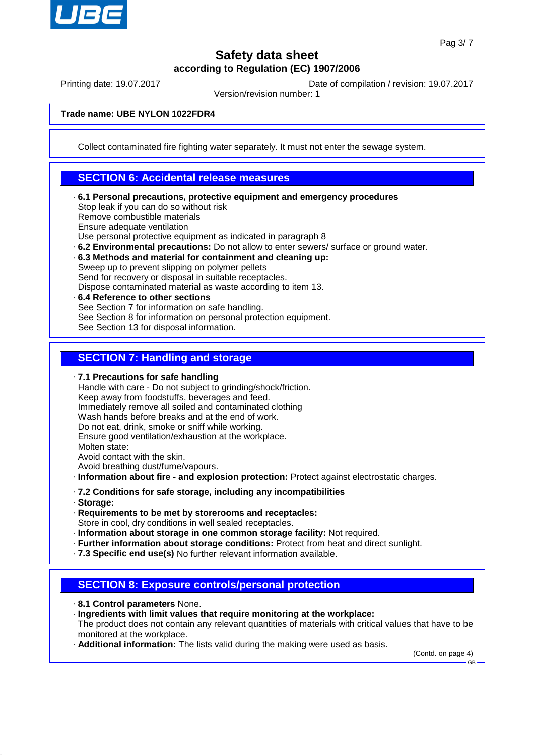Trade name: UBE NYLON 1022FDR4

Collect contaminated fire fighting water separately. It must not enter the sewage system.

## SECTION 6: Accidental release measures

- **6.1 Personal precautions, protective equipment and emergency procedures**
  Stop leak if you can do so without risk
  Remove combustible materials
  Ensure adequate ventilation
  Use personal protective equipment as indicated in paragraph 8
- **6.2 Environmental precautions:** Do not allow to enter sewers/ surface or ground water.
- **6.3 Methods and material for containment and cleaning up:**
  Sweep up to prevent slipping on polymer pellets
  Send for recovery or disposal in suitable receptacles.
  Dispose contaminated material as waste according to item 13.
- **6.4 Reference to other sections**
  See Section 7 for information on safe handling.
  See Section 8 for information on personal protection equipment.
  See Section 13 for disposal information.

## SECTION 7: Handling and storage

- **7.1 Precautions for safe handling**
  Handle with care - Do not subject to grinding/shock/friction.
  Keep away from foodstuffs, beverages and feed.
  Immediately remove all soiled and contaminated clothing
  Wash hands before breaks and at the end of work.
  Do not eat, drink, smoke or sniff while working.
  Ensure good ventilation/exhaustion at the workplace.
  Molten state:
  Avoid contact with the skin.
  Avoid breathing dust/fume/vapours.
- **Information about fire - and explosion protection:** Protect against electrostatic charges.

- **7.2 Conditions for safe storage, including any incompatibilities**
- **Storage:**
- **Requirements to be met by storerooms and receptacles:**
  Store in cool, dry conditions in well sealed receptacles.
- **Information about storage in one common storage facility:** Not required.
- **Further information about storage conditions:** Protect from heat and direct sunlight.
- **7.3 Specific end use(s)** No further relevant information available.

## SECTION 8: Exposure controls/personal protection

- **8.1 Control parameters** None.
- **Ingredients with limit values that require monitoring at the workplace:**
  The product does not contain any relevant quantities of materials with critical values that have to be monitored at the workplace.
- **Additional information:** The lists valid during the making were used as basis.

(Contd. on page 4)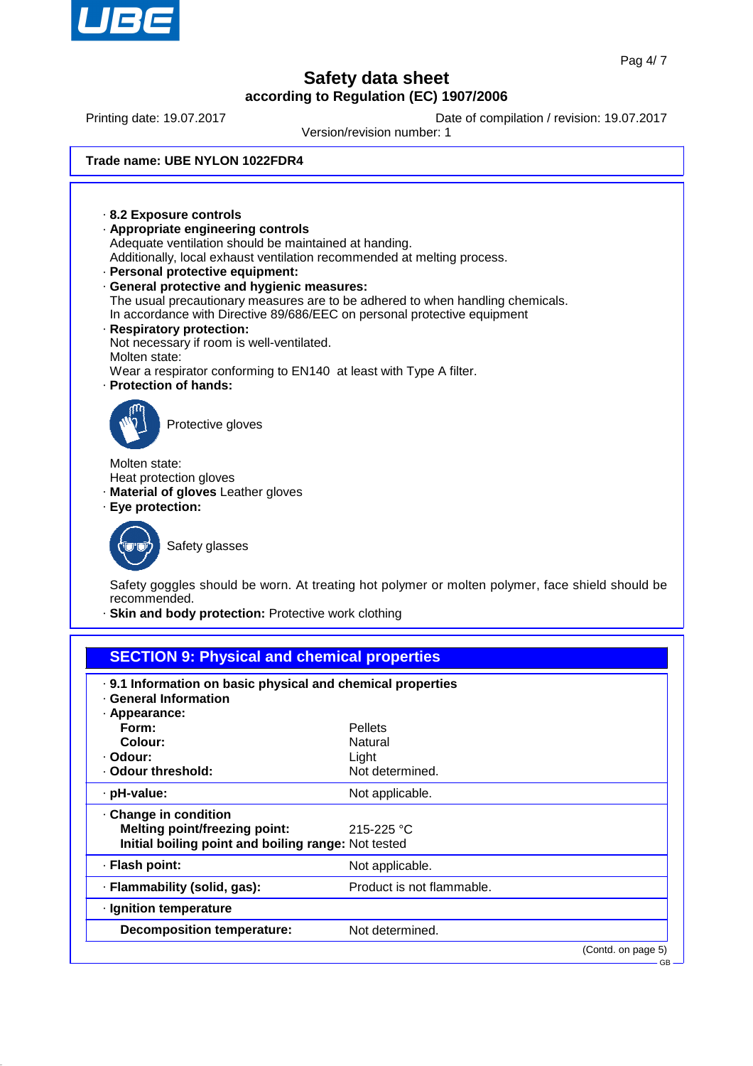# Safety data sheet

**according to Regulation (EC) 1907/2006**

Printing date: 19.07.2017 | Date of compilation / revision: 19.07.2017

Version/revision number: 1

**Trade name: UBE NYLON 1022FDR4**

· **8.2 Exposure controls**

· **Appropriate engineering controls**

Adequate ventilation should be maintained at handing.
Additionally, local exhaust ventilation recommended at melting process.

· **Personal protective equipment:**

· **General protective and hygienic measures:**

The usual precautionary measures are to be adhered to when handling chemicals.
In accordance with Directive 89/686/EEC on personal protective equipment

· **Respiratory protection:**

Not necessary if room is well-ventilated.
Molten state:
Wear a respirator conforming to EN140 at least with Type A filter.

· **Protection of hands:**

Protective gloves

Molten state:
Heat protection gloves

· **Material of gloves** Leather gloves

· **Eye protection:**

Safety glasses

Safety goggles should be worn. At treating hot polymer or molten polymer, face shield should be recommended.

· **Skin and body protection:** Protective work clothing

## SECTION 9: Physical and chemical properties

· **9.1 Information on basic physical and chemical properties**

· **General Information**

| Property | Value |
|---|---|
| · **Appearance:** | |
| **Form:** | Pellets |
| **Colour:** | Natural |
| · **Odour:** | Light |
| · **Odour threshold:** | Not determined. |
| · **pH-value:** | Not applicable. |
| · **Change in condition** | |
| **Melting point/freezing point:** | 215-225 °C |
| **Initial boiling point and boiling range:** | Not tested |
| · **Flash point:** | Not applicable. |
| · **Flammability (solid, gas):** | Product is not flammable. |
| · **Ignition temperature** | |
| **Decomposition temperature:** | Not determined. |

(Contd. on page 5)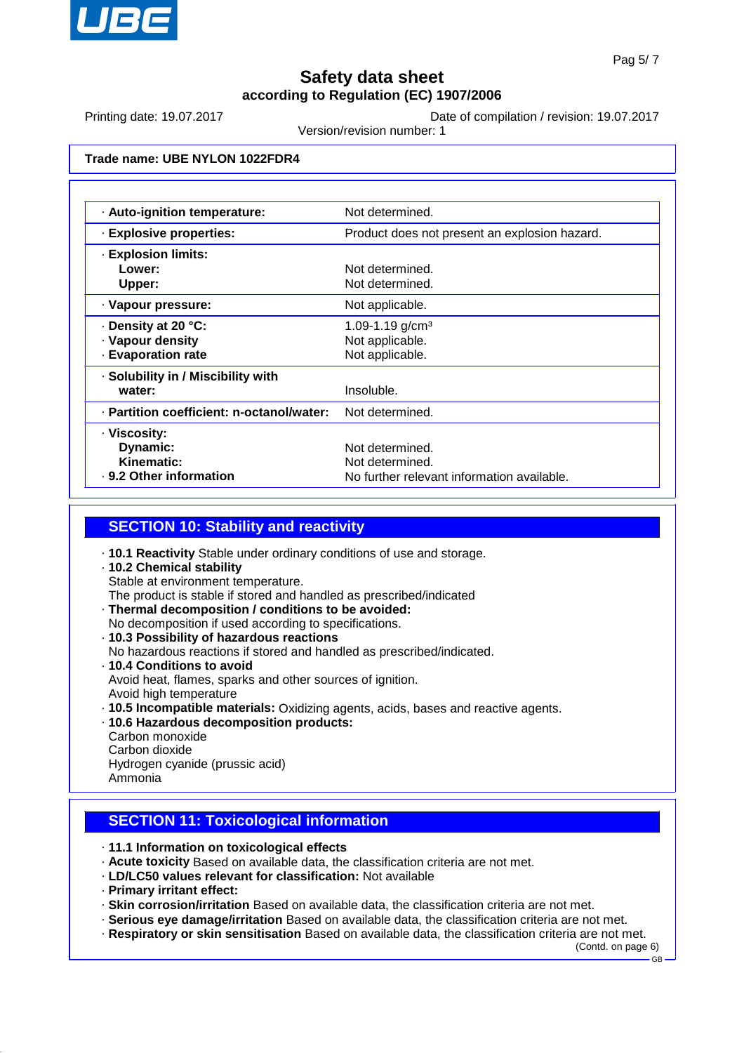**Trade name: UBE NYLON 1022FDR4**

| Property | Value |
|---|---|
| · **Auto-ignition temperature:** | Not determined. |
| · **Explosive properties:** | Product does not present an explosion hazard. |
| · **Explosion limits:** | |
| **Lower:** | Not determined. |
| **Upper:** | Not determined. |
| · **Vapour pressure:** | Not applicable. |
| · **Density at 20 °C:** | 1.09-1.19 g/cm³ |
| · **Vapour density** | Not applicable. |
| · **Evaporation rate** | Not applicable. |
| · **Solubility in / Miscibility with water:** | Insoluble. |
| · **Partition coefficient: n-octanol/water:** | Not determined. |
| · **Viscosity:** | |
| **Dynamic:** | Not determined. |
| **Kinematic:** | Not determined. |
| · **9.2 Other information** | No further relevant information available. |

## SECTION 10: Stability and reactivity

- **10.1 Reactivity** Stable under ordinary conditions of use and storage.
- **10.2 Chemical stability**
  Stable at environment temperature.
  The product is stable if stored and handled as prescribed/indicated
- **Thermal decomposition / conditions to be avoided:**
  No decomposition if used according to specifications.
- **10.3 Possibility of hazardous reactions**
  No hazardous reactions if stored and handled as prescribed/indicated.
- **10.4 Conditions to avoid**
  Avoid heat, flames, sparks and other sources of ignition.
  Avoid high temperature
- **10.5 Incompatible materials:** Oxidizing agents, acids, bases and reactive agents.
- **10.6 Hazardous decomposition products:**
  Carbon monoxide
  Carbon dioxide
  Hydrogen cyanide (prussic acid)
  Ammonia

## SECTION 11: Toxicological information

- **11.1 Information on toxicological effects**
- **Acute toxicity** Based on available data, the classification criteria are not met.
- **LD/LC50 values relevant for classification:** Not available
- **Primary irritant effect:**
- **Skin corrosion/irritation** Based on available data, the classification criteria are not met.
- **Serious eye damage/irritation** Based on available data, the classification criteria are not met.
- **Respiratory or skin sensitisation** Based on available data, the classification criteria are not met.

(Contd. on page 6)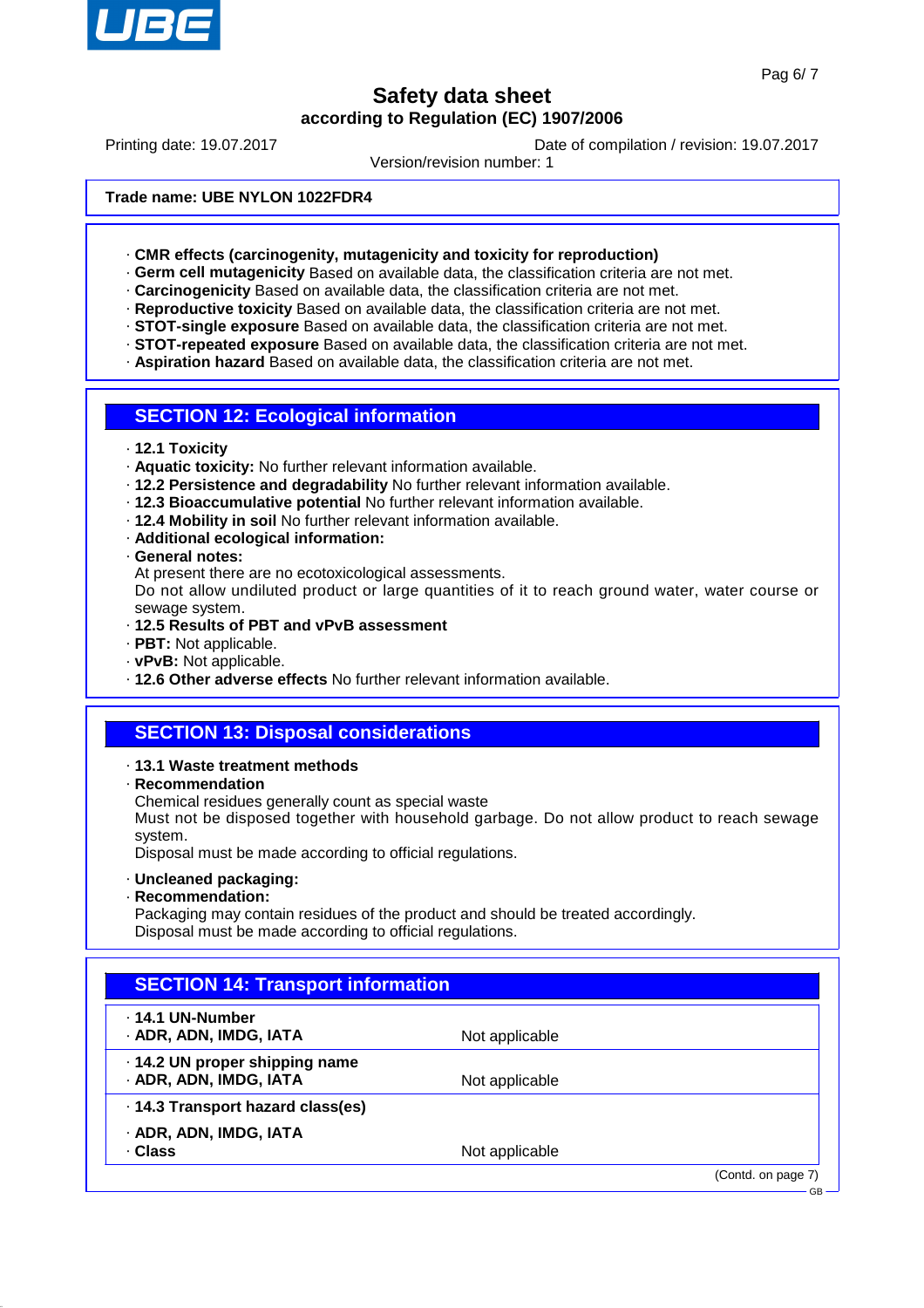**Trade name: UBE NYLON 1022FDR4**

· **CMR effects (carcinogenity, mutagenicity and toxicity for reproduction)**
· **Germ cell mutagenicity** Based on available data, the classification criteria are not met.
· **Carcinogenicity** Based on available data, the classification criteria are not met.
· **Reproductive toxicity** Based on available data, the classification criteria are not met.
· **STOT-single exposure** Based on available data, the classification criteria are not met.
· **STOT-repeated exposure** Based on available data, the classification criteria are not met.
· **Aspiration hazard** Based on available data, the classification criteria are not met.

## SECTION 12: Ecological information

· **12.1 Toxicity**
· **Aquatic toxicity:** No further relevant information available.
· **12.2 Persistence and degradability** No further relevant information available.
· **12.3 Bioaccumulative potential** No further relevant information available.
· **12.4 Mobility in soil** No further relevant information available.
· **Additional ecological information:**
· **General notes:**
At present there are no ecotoxicological assessments.
Do not allow undiluted product or large quantities of it to reach ground water, water course or sewage system.
· **12.5 Results of PBT and vPvB assessment**
· **PBT:** Not applicable.
· **vPvB:** Not applicable.
· **12.6 Other adverse effects** No further relevant information available.

## SECTION 13: Disposal considerations

· **13.1 Waste treatment methods**
· **Recommendation**
Chemical residues generally count as special waste
Must not be disposed together with household garbage. Do not allow product to reach sewage system.
Disposal must be made according to official regulations.

· **Uncleaned packaging:**
· **Recommendation:**
Packaging may contain residues of the product and should be treated accordingly.
Disposal must be made according to official regulations.

## SECTION 14: Transport information

| | |
|---|---|
| · **14.1 UN-Number**<br>· **ADR, ADN, IMDG, IATA** | Not applicable |
| · **14.2 UN proper shipping name**<br>· **ADR, ADN, IMDG, IATA** | Not applicable |
| · **14.3 Transport hazard class(es)**<br>· **ADR, ADN, IMDG, IATA**<br>· **Class** | Not applicable |

(Contd. on page 7)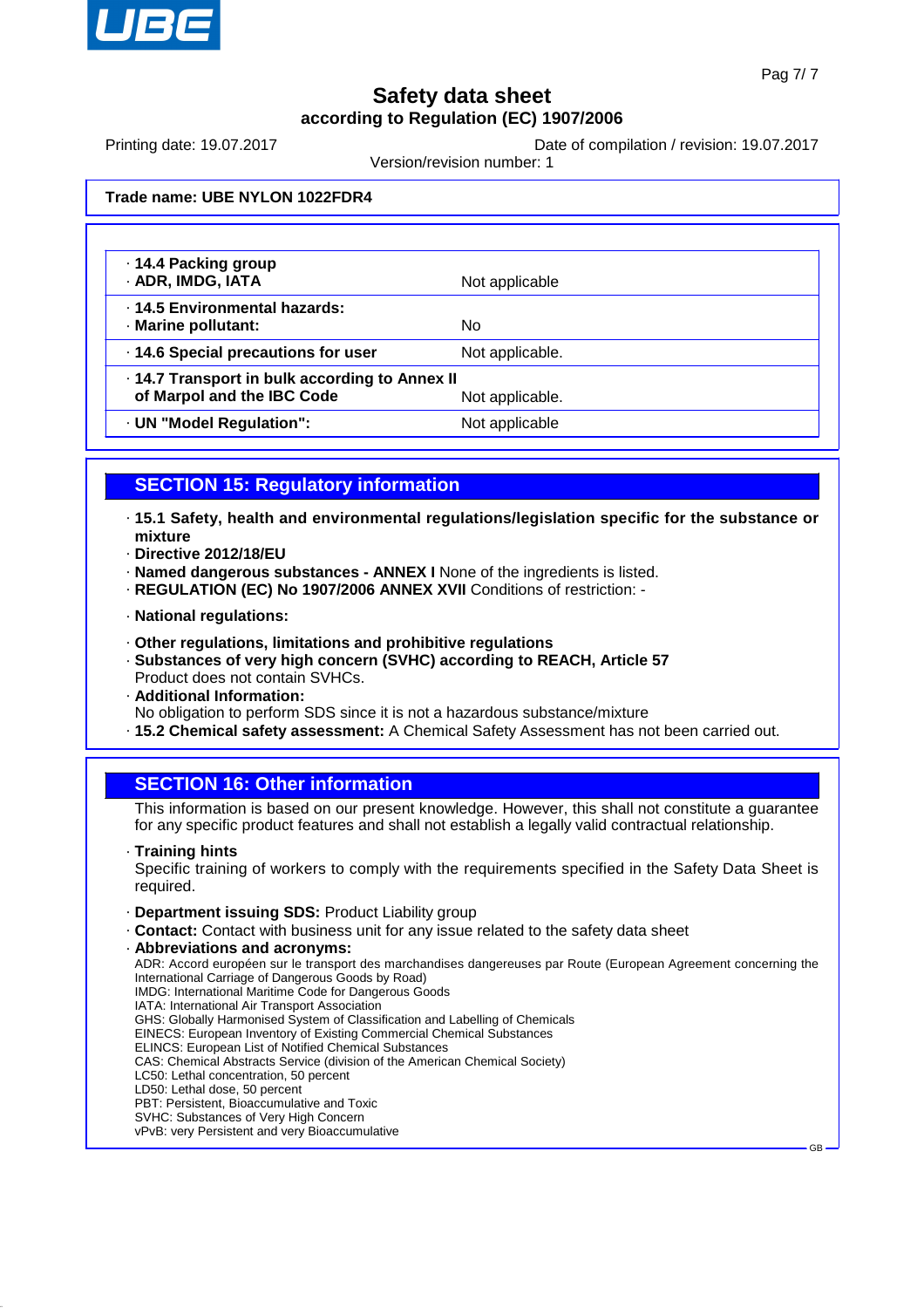Safety data sheet
according to Regulation (EC) 1907/2006

Printing date: 19.07.2017 | Date of compilation / revision: 19.07.2017
Version/revision number: 1

**Trade name: UBE NYLON 1022FDR4**

| | |
|---|---|
| · **14.4 Packing group**<br>· **ADR, IMDG, IATA** | Not applicable |
| · **14.5 Environmental hazards:**<br>· **Marine pollutant:** | No |
| · **14.6 Special precautions for user** | Not applicable. |
| · **14.7 Transport in bulk according to Annex II of Marpol and the IBC Code** | Not applicable. |
| · **UN "Model Regulation":** | Not applicable |

## SECTION 15: Regulatory information

· **15.1 Safety, health and environmental regulations/legislation specific for the substance or mixture**
· **Directive 2012/18/EU**
· **Named dangerous substances - ANNEX I** None of the ingredients is listed.
· **REGULATION (EC) No 1907/2006 ANNEX XVII** Conditions of restriction: -

· **National regulations:**

· **Other regulations, limitations and prohibitive regulations**
· **Substances of very high concern (SVHC) according to REACH, Article 57**
Product does not contain SVHCs.
· **Additional Information:**
No obligation to perform SDS since it is not a hazardous substance/mixture
· **15.2 Chemical safety assessment:** A Chemical Safety Assessment has not been carried out.

## SECTION 16: Other information

This information is based on our present knowledge. However, this shall not constitute a guarantee for any specific product features and shall not establish a legally valid contractual relationship.

· **Training hints**
Specific training of workers to comply with the requirements specified in the Safety Data Sheet is required.

· **Department issuing SDS:** Product Liability group
· **Contact:** Contact with business unit for any issue related to the safety data sheet
· **Abbreviations and acronyms:**
ADR: Accord européen sur le transport des marchandises dangereuses par Route (European Agreement concerning the International Carriage of Dangerous Goods by Road)
IMDG: International Maritime Code for Dangerous Goods
IATA: International Air Transport Association
GHS: Globally Harmonised System of Classification and Labelling of Chemicals
EINECS: European Inventory of Existing Commercial Chemical Substances
ELINCS: European List of Notified Chemical Substances
CAS: Chemical Abstracts Service (division of the American Chemical Society)
LC50: Lethal concentration, 50 percent
LD50: Lethal dose, 50 percent
PBT: Persistent, Bioaccumulative and Toxic
SVHC: Substances of Very High Concern
vPvB: very Persistent and very Bioaccumulative